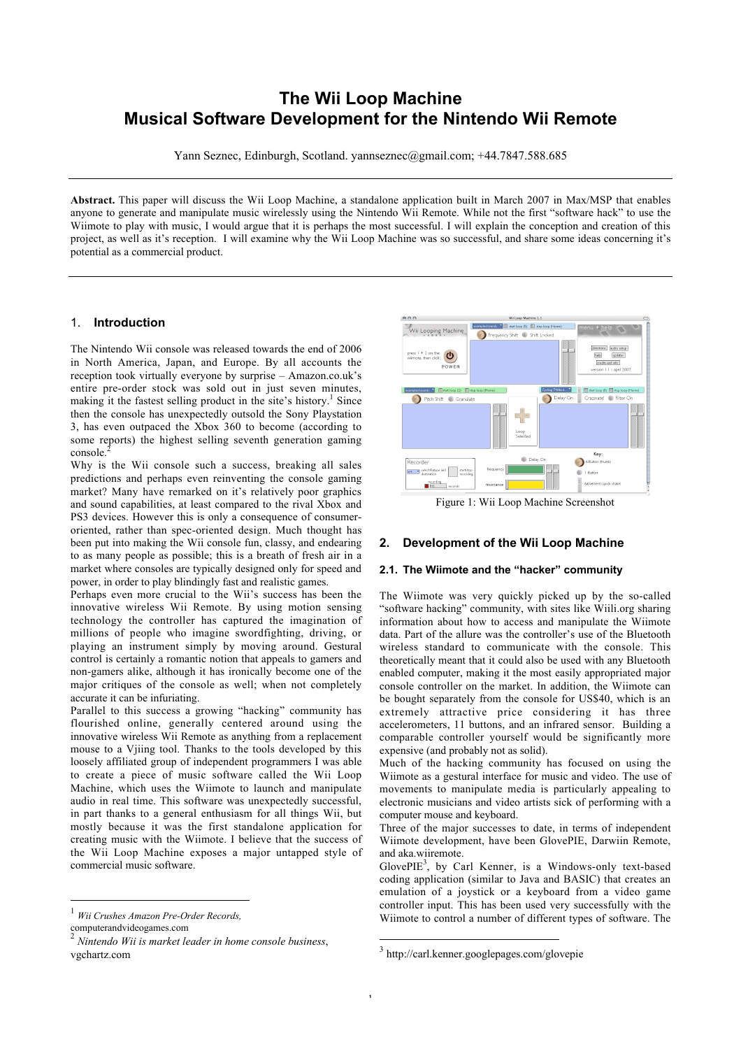# The Wii Loop Machine
# Musical Software Development for the Nintendo Wii Remote

Yann Seznec, Edinburgh, Scotland. yannseznec@gmail.com; +44.7847.588.685

**Abstract.** This paper will discuss the Wii Loop Machine, a standalone application built in March 2007 in Max/MSP that enables anyone to generate and manipulate music wirelessly using the Nintendo Wii Remote. While not the first "software hack" to use the Wiimote to play with music, I would argue that it is perhaps the most successful. I will explain the conception and creation of this project, as well as it's reception. I will examine why the Wii Loop Machine was so successful, and share some ideas concerning it's potential as a commercial product.

## 1. Introduction

The Nintendo Wii console was released towards the end of 2006 in North America, Japan, and Europe. By all accounts the reception took virtually everyone by surprise – Amazon.co.uk's entire pre-order stock was sold out in just seven minutes, making it the fastest selling product in the site's history.[1] Since then the console has unexpectedly outsold the Sony Playstation 3, has even outpaced the Xbox 360 to become (according to some reports) the highest selling seventh generation gaming console.[2]

Why is the Wii console such a success, breaking all sales predictions and perhaps even reinventing the console gaming market? Many have remarked on it's relatively poor graphics and sound capabilities, at least compared to the rival Xbox and PS3 devices. However this is only a consequence of consumer-oriented, rather than spec-oriented design. Much thought has been put into making the Wii console fun, classy, and endearing to as many people as possible; this is a breath of fresh air in a market where consoles are typically designed only for speed and power, in order to play blindingly fast and realistic games.

Perhaps even more crucial to the Wii's success has been the innovative wireless Wii Remote. By using motion sensing technology the controller has captured the imagination of millions of people who imagine swordfighting, driving, or playing an instrument simply by moving around. Gestural control is certainly a romantic notion that appeals to gamers and non-gamers alike, although it has ironically become one of the major critiques of the console as well; when not completely accurate it can be infuriating.

Parallel to this success a growing "hacking" community has flourished online, generally centered around using the innovative wireless Wii Remote as anything from a replacement mouse to a Vjiing tool. Thanks to the tools developed by this loosely affiliated group of independent programmers I was able to create a piece of music software called the Wii Loop Machine, which uses the Wiimote to launch and manipulate audio in real time. This software was unexpectedly successful, in part thanks to a general enthusiasm for all things Wii, but mostly because it was the first standalone application for creating music with the Wiimote. I believe that the success of the Wii Loop Machine exposes a major untapped style of commercial music software.

Figure 1: Wii Loop Machine Screenshot

## 2. Development of the Wii Loop Machine

### 2.1. The Wiimote and the "hacker" community

The Wiimote was very quickly picked up by the so-called "software hacking" community, with sites like Wiili.org sharing information about how to access and manipulate the Wiimote data. Part of the allure was the controller's use of the Bluetooth wireless standard to communicate with the console. This theoretically meant that it could also be used with any Bluetooth enabled computer, making it the most easily appropriated major console controller on the market. In addition, the Wiimote can be bought separately from the console for US$40, which is an extremely attractive price considering it has three accelerometers, 11 buttons, and an infrared sensor. Building a comparable controller yourself would be significantly more expensive (and probably not as solid).

Much of the hacking community has focused on using the Wiimote as a gestural interface for music and video. The use of movements to manipulate media is particularly appealing to electronic musicians and video artists sick of performing with a computer mouse and keyboard.

Three of the major successes to date, in terms of independent Wiimote development, have been GlovePIE, Darwiin Remote, and aka.wiiremote.

GlovePIE[3], by Carl Kenner, is a Windows-only text-based coding application (similar to Java and BASIC) that creates an emulation of a joystick or a keyboard from a video game controller input. This has been used very successfully with the Wiimote to control a number of different types of software. The

---

[1] *Wii Crushes Amazon Pre-Order Records,* computerandvideogames.com

[2] *Nintendo Wii is market leader in home console business*, vgchartz.com

[3] http://carl.kenner.googlepages.com/glovepie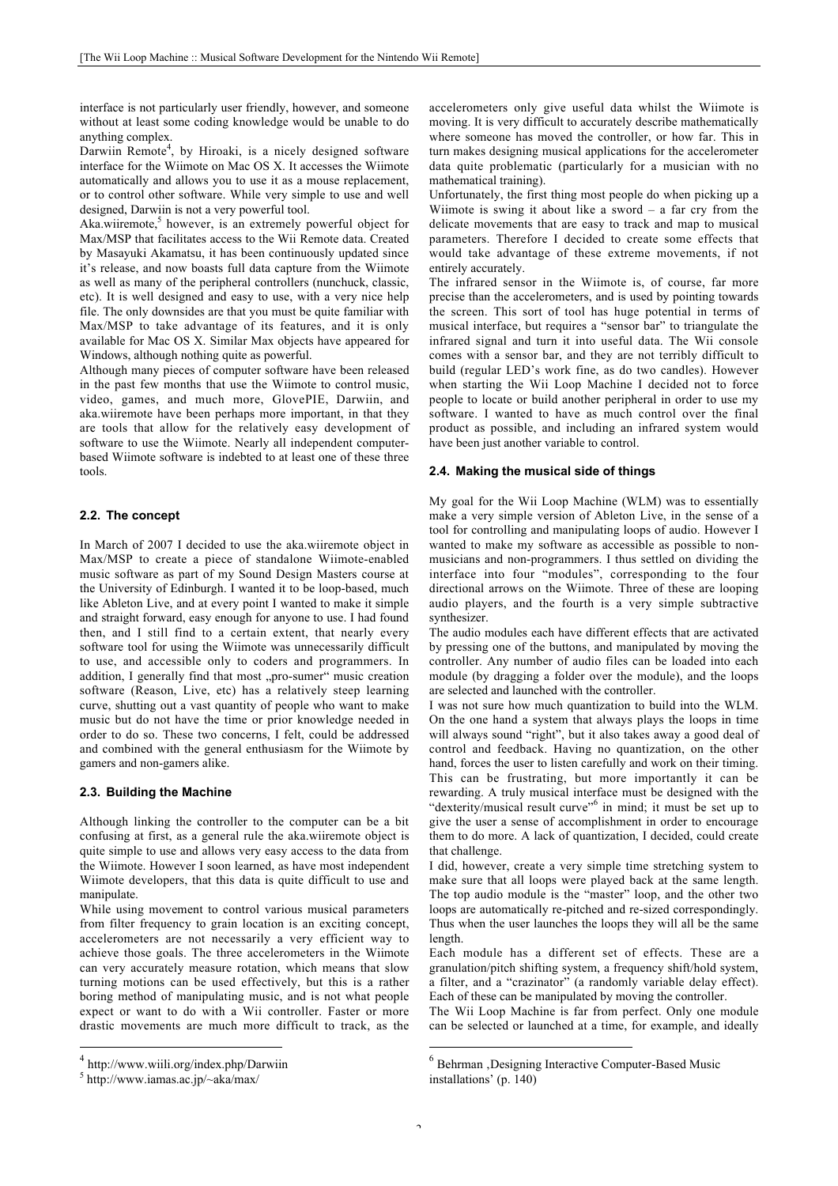interface is not particularly user friendly, however, and someone without at least some coding knowledge would be unable to do anything complex.

Darwiin Remote[4], by Hiroaki, is a nicely designed software interface for the Wiimote on Mac OS X. It accesses the Wiimote automatically and allows you to use it as a mouse replacement, or to control other software. While very simple to use and well designed, Darwiin is not a very powerful tool.

Aka.wiiremote,[5] however, is an extremely powerful object for Max/MSP that facilitates access to the Wii Remote data. Created by Masayuki Akamatsu, it has been continuously updated since it's release, and now boasts full data capture from the Wiimote as well as many of the peripheral controllers (nunchuck, classic, etc). It is well designed and easy to use, with a very nice help file. The only downsides are that you must be quite familiar with Max/MSP to take advantage of its features, and it is only available for Mac OS X. Similar Max objects have appeared for Windows, although nothing quite as powerful.

Although many pieces of computer software have been released in the past few months that use the Wiimote to control music, video, games, and much more, GlovePIE, Darwiin, and aka.wiiremote have been perhaps more important, in that they are tools that allow for the relatively easy development of software to use the Wiimote. Nearly all independent computer-based Wiimote software is indebted to at least one of these three tools.

### 2.2. The concept

In March of 2007 I decided to use the aka.wiiremote object in Max/MSP to create a piece of standalone Wiimote-enabled music software as part of my Sound Design Masters course at the University of Edinburgh. I wanted it to be loop-based, much like Ableton Live, and at every point I wanted to make it simple and straight forward, easy enough for anyone to use. I had found then, and I still find to a certain extent, that nearly every software tool for using the Wiimote was unnecessarily difficult to use, and accessible only to coders and programmers. In addition, I generally find that most „pro-sumer" music creation software (Reason, Live, etc) has a relatively steep learning curve, shutting out a vast quantity of people who want to make music but do not have the time or prior knowledge needed in order to do so. These two concerns, I felt, could be addressed and combined with the general enthusiasm for the Wiimote by gamers and non-gamers alike.

### 2.3. Building the Machine

Although linking the controller to the computer can be a bit confusing at first, as a general rule the aka.wiiremote object is quite simple to use and allows very easy access to the data from the Wiimote. However I soon learned, as have most independent Wiimote developers, that this data is quite difficult to use and manipulate.

While using movement to control various musical parameters from filter frequency to grain location is an exciting concept, accelerometers are not necessarily a very efficient way to achieve those goals. The three accelerometers in the Wiimote can very accurately measure rotation, which means that slow turning motions can be used effectively, but this is a rather boring method of manipulating music, and is not what people expect or want to do with a Wii controller. Faster or more drastic movements are much more difficult to track, as the accelerometers only give useful data whilst the Wiimote is moving. It is very difficult to accurately describe mathematically where someone has moved the controller, or how far. This in turn makes designing musical applications for the accelerometer data quite problematic (particularly for a musician with no mathematical training).

Unfortunately, the first thing most people do when picking up a Wiimote is swing it about like a sword – a far cry from the delicate movements that are easy to track and map to musical parameters. Therefore I decided to create some effects that would take advantage of these extreme movements, if not entirely accurately.

The infrared sensor in the Wiimote is, of course, far more precise than the accelerometers, and is used by pointing towards the screen. This sort of tool has huge potential in terms of musical interface, but requires a "sensor bar" to triangulate the infrared signal and turn it into useful data. The Wii console comes with a sensor bar, and they are not terribly difficult to build (regular LED's work fine, as do two candles). However when starting the Wii Loop Machine I decided not to force people to locate or build another peripheral in order to use my software. I wanted to have as much control over the final product as possible, and including an infrared system would have been just another variable to control.

### 2.4. Making the musical side of things

My goal for the Wii Loop Machine (WLM) was to essentially make a very simple version of Ableton Live, in the sense of a tool for controlling and manipulating loops of audio. However I wanted to make my software as accessible as possible to non-musicians and non-programmers. I thus settled on dividing the interface into four "modules", corresponding to the four directional arrows on the Wiimote. Three of these are looping audio players, and the fourth is a very simple subtractive synthesizer.

The audio modules each have different effects that are activated by pressing one of the buttons, and manipulated by moving the controller. Any number of audio files can be loaded into each module (by dragging a folder over the module), and the loops are selected and launched with the controller.

I was not sure how quantization to build into the WLM. On the one hand a system that always plays the loops in time will always sound "right", but it also takes away a good deal of control and feedback. Having no quantization, on the other hand, forces the user to listen carefully and work on their timing. This can be frustrating, but more importantly it can be rewarding. A truly musical interface must be designed with the "dexterity/musical result curve"[6] in mind; it must be set up to give the user a sense of accomplishment in order to encourage them to do more. A lack of quantization, I decided, could create that challenge.

I did, however, create a very simple time stretching system to make sure that all loops were played back at the same length. The top audio module is the "master" loop, and the other two loops are automatically re-pitched and re-sized correspondingly. Thus when the user launches the loops they will all be the same length.

Each module has a different set of effects. These are a granulation/pitch shifting system, a frequency shift/hold system, a filter, and a "crazinator" (a randomly variable delay effect). Each of these can be manipulated by moving the controller.

The Wii Loop Machine is far from perfect. Only one module can be selected or launched at a time, for example, and ideally

---

[4] http://www.wiili.org/index.php/Darwiin

[5] http://www.iamas.ac.jp/~aka/max/

[6] Behrman ,Designing Interactive Computer-Based Music installations' (p. 140)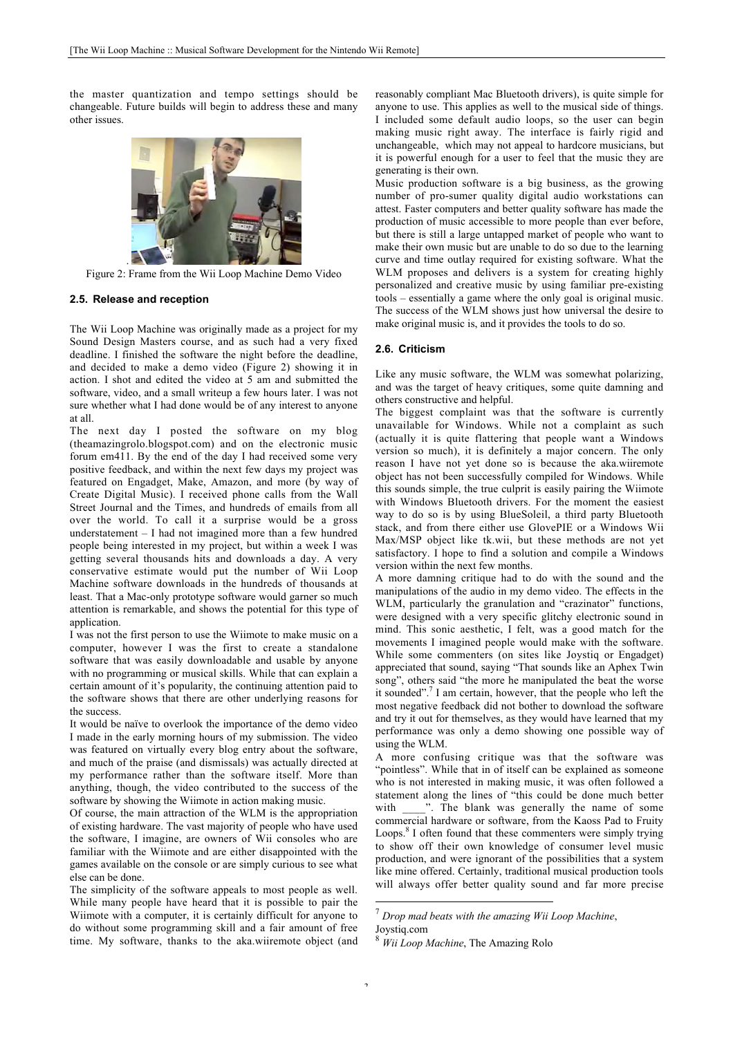the master quantization and tempo settings should be changeable. Future builds will begin to address these and many other issues.

Figure 2: Frame from the Wii Loop Machine Demo Video

### 2.5. Release and reception

The Wii Loop Machine was originally made as a project for my Sound Design Masters course, and as such had a very fixed deadline. I finished the software the night before the deadline, and decided to make a demo video (Figure 2) showing it in action. I shot and edited the video at 5 am and submitted the software, video, and a small writeup a few hours later. I was not sure whether what I had done would be of any interest to anyone at all.

The next day I posted the software on my blog (theamazingrolo.blogspot.com) and on the electronic music forum em411. By the end of the day I had received some very positive feedback, and within the next few days my project was featured on Engadget, Make, Amazon, and more (by way of Create Digital Music). I received phone calls from the Wall Street Journal and the Times, and hundreds of emails from all over the world. To call it a surprise would be a gross understatement – I had not imagined more than a few hundred people being interested in my project, but within a week I was getting several thousands hits and downloads a day. A very conservative estimate would put the number of Wii Loop Machine software downloads in the hundreds of thousands at least. That a Mac-only prototype software would garner so much attention is remarkable, and shows the potential for this type of application.

I was not the first person to use the Wiimote to make music on a computer, however I was the first to create a standalone software that was easily downloadable and usable by anyone with no programming or musical skills. While that can explain a certain amount of it's popularity, the continuing attention paid to the software shows that there are other underlying reasons for the success.

It would be naïve to overlook the importance of the demo video I made in the early morning hours of my submission. The video was featured on virtually every blog entry about the software, and much of the praise (and dismissals) was actually directed at my performance rather than the software itself. More than anything, though, the video contributed to the success of the software by showing the Wiimote in action making music.

Of course, the main attraction of the WLM is the appropriation of existing hardware. The vast majority of people who have used the software, I imagine, are owners of Wii consoles who are familiar with the Wiimote and are either disappointed with the games available on the console or are simply curious to see what else can be done.

The simplicity of the software appeals to most people as well. While many people have heard that it is possible to pair the Wiimote with a computer, it is certainly difficult for anyone to do without some programming skill and a fair amount of free time. My software, thanks to the aka.wiiremote object (and reasonably compliant Mac Bluetooth drivers), is quite simple for anyone to use. This applies as well to the musical side of things. I included some default audio loops, so the user can begin making music right away. The interface is fairly rigid and unchangeable, which may not appeal to hardcore musicians, but it is powerful enough for a user to feel that the music they are generating is their own.

Music production software is a big business, as the growing number of pro-sumer quality digital audio workstations can attest. Faster computers and better quality software has made the production of music accessible to more people than ever before, but there is still a large untapped market of people who want to make their own music but are unable to do so due to the learning curve and time outlay required for existing software. What the WLM proposes and delivers is a system for creating highly personalized and creative music by using familiar pre-existing tools – essentially a game where the only goal is original music. The success of the WLM shows just how universal the desire to make original music is, and it provides the tools to do so.

### 2.6. Criticism

Like any music software, the WLM was somewhat polarizing, and was the target of heavy critiques, some quite damning and others constructive and helpful.

The biggest complaint was that the software is currently unavailable for Windows. While not a complaint as such (actually it is quite flattering that people want a Windows version so much), it is definitely a major concern. The only reason I have not yet done so is because the aka.wiiremote object has not been successfully compiled for Windows. While this sounds simple, the true culprit is easily pairing the Wiimote with Windows Bluetooth drivers. For the moment the easiest way to do so is by using BlueSoleil, a third party Bluetooth stack, and from there either use GlovePIE or a Windows Wii Max/MSP object like tk.wii, but these methods are not yet satisfactory. I hope to find a solution and compile a Windows version within the next few months.

A more damning critique had to do with the sound and the manipulations of the audio in my demo video. The effects in the WLM, particularly the granulation and "crazinator" functions, were designed with a very specific glitchy electronic sound in mind. This sonic aesthetic, I felt, was a good match for the movements I imagined people would make with the software. While some commenters (on sites like Joystiq or Engadget) appreciated that sound, saying "That sounds like an Aphex Twin song", others said "the more he manipulated the beat the worse it sounded".[7] I am certain, however, that the people who left the most negative feedback did not bother to download the software and try it out for themselves, as they would have learned that my performance was only a demo showing one possible way of using the WLM.

A more confusing critique was that the software was "pointless". While that in of itself can be explained as someone who is not interested in making music, it was often followed a statement along the lines of "this could be done much better with ____". The blank was generally the name of some commercial hardware or software, from the Kaoss Pad to Fruity Loops.[8] I often found that these commenters were simply trying to show off their own knowledge of consumer level music production, and were ignorant of the possibilities that a system like mine offered. Certainly, traditional musical production tools will always offer better quality sound and far more precise

---

[7] *Drop mad beats with the amazing Wii Loop Machine*, Joystiq.com

[8] *Wii Loop Machine*, The Amazing Rolo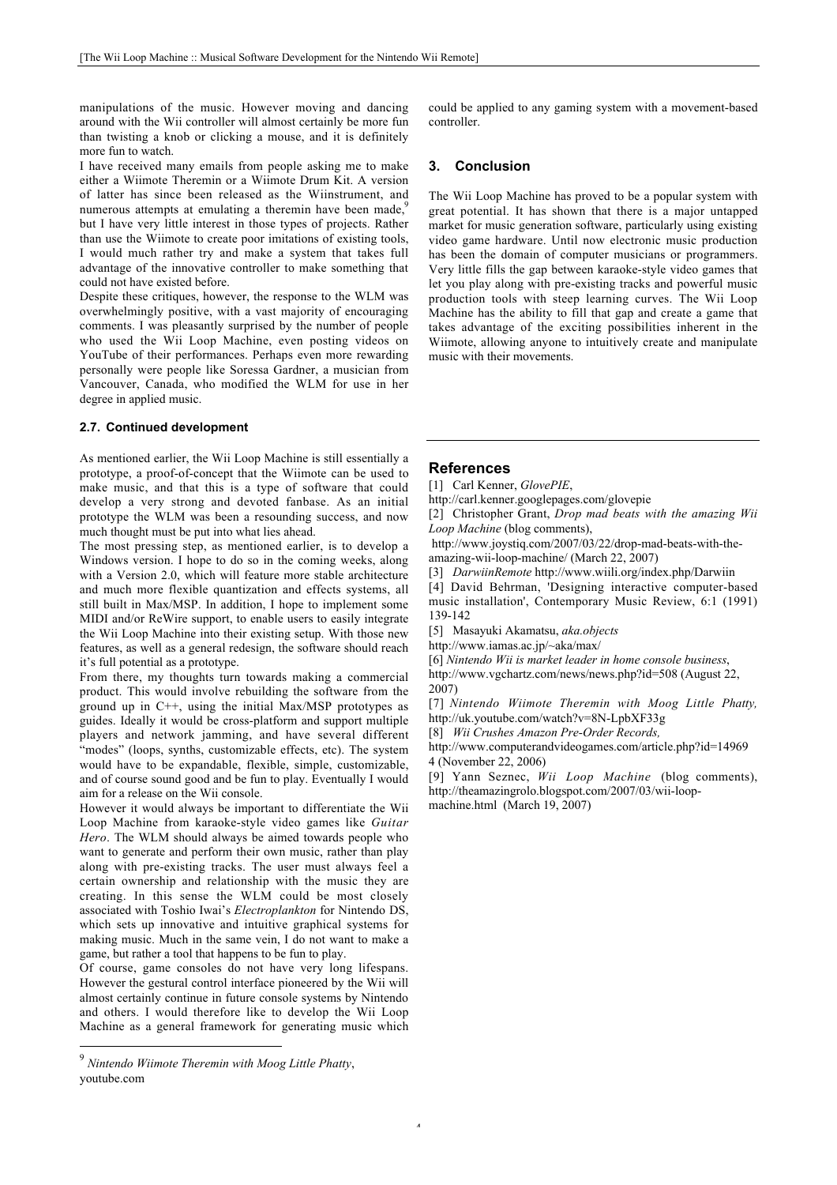manipulations of the music. However moving and dancing around with the Wii controller will almost certainly be more fun than twisting a knob or clicking a mouse, and it is definitely more fun to watch.

I have received many emails from people asking me to make either a Wiimote Theremin or a Wiimote Drum Kit. A version of latter has since been released as the Wiinstrument, and numerous attempts at emulating a theremin have been made,[9] but I have very little interest in those types of projects. Rather than use the Wiimote to create poor imitations of existing tools, I would much rather try and make a system that takes full advantage of the innovative controller to make something that could not have existed before.

Despite these critiques, however, the response to the WLM was overwhelmingly positive, with a vast majority of encouraging comments. I was pleasantly surprised by the number of people who used the Wii Loop Machine, even posting videos on YouTube of their performances. Perhaps even more rewarding personally were people like Soressa Gardner, a musician from Vancouver, Canada, who modified the WLM for use in her degree in applied music.

### 2.7. Continued development

As mentioned earlier, the Wii Loop Machine is still essentially a prototype, a proof-of-concept that the Wiimote can be used to make music, and that this is a type of software that could develop a very strong and devoted fanbase. As an initial prototype the WLM was been a resounding success, and now much thought must be put into what lies ahead.

The most pressing step, as mentioned earlier, is to develop a Windows version. I hope to do so in the coming weeks, along with a Version 2.0, which will feature more stable architecture and much more flexible quantization and effects systems, all still built in Max/MSP. In addition, I hope to implement some MIDI and/or ReWire support, to enable users to easily integrate the Wii Loop Machine into their existing setup. With those new features, as well as a general redesign, the software should reach it's full potential as a prototype.

From there, my thoughts turn towards making a commercial product. This would involve rebuilding the software from the ground up in C++, using the initial Max/MSP prototypes as guides. Ideally it would be cross-platform and support multiple players and network jamming, and have several different "modes" (loops, synths, customizable effects, etc). The system would have to be expandable, flexible, simple, customizable, and of course sound good and be fun to play. Eventually I would aim for a release on the Wii console.

However it would always be important to differentiate the Wii Loop Machine from karaoke-style video games like *Guitar Hero*. The WLM should always be aimed towards people who want to generate and perform their own music, rather than play along with pre-existing tracks. The user must always feel a certain ownership and relationship with the music they are creating. In this sense the WLM could be most closely associated with Toshio Iwai's *Electroplankton* for Nintendo DS, which sets up innovative and intuitive graphical systems for making music. Much in the same vein, I do not want to make a game, but rather a tool that happens to be fun to play.

Of course, game consoles do not have very long lifespans. However the gestural control interface pioneered by the Wii will almost certainly continue in future console systems by Nintendo and others. I would therefore like to develop the Wii Loop Machine as a general framework for generating music which could be applied to any gaming system with a movement-based controller.

## 3. Conclusion

The Wii Loop Machine has proved to be a popular system with great potential. It has shown that there is a major untapped market for music generation software, particularly using existing video game hardware. Until now electronic music production has been the domain of computer musicians or programmers. Very little fills the gap between karaoke-style video games that let you play along with pre-existing tracks and powerful music production tools with steep learning curves. The Wii Loop Machine has the ability to fill that gap and create a game that takes advantage of the exciting possibilities inherent in the Wiimote, allowing anyone to intuitively create and manipulate music with their movements.

## References

[1] Carl Kenner, *GlovePIE*, http://carl.kenner.googlepages.com/glovepie

[2] Christopher Grant, *Drop mad beats with the amazing Wii Loop Machine* (blog comments), http://www.joystiq.com/2007/03/22/drop-mad-beats-with-the-amazing-wii-loop-machine/ (March 22, 2007)

[3] *DarwiinRemote* http://www.wiili.org/index.php/Darwiin

[4] David Behrman, 'Designing interactive computer-based music installation', Contemporary Music Review, 6:1 (1991) 139-142

[5] Masayuki Akamatsu, *aka.objects* http://www.iamas.ac.jp/~aka/max/

[6] *Nintendo Wii is market leader in home console business*, http://www.vgchartz.com/news/news.php?id=508 (August 22, 2007)

[7] *Nintendo Wiimote Theremin with Moog Little Phatty,* http://uk.youtube.com/watch?v=8N-LpbXF33g

[8] *Wii Crushes Amazon Pre-Order Records,* http://www.computerandvideogames.com/article.php?id=149694 (November 22, 2006)

[9] Yann Seznec, *Wii Loop Machine* (blog comments), http://theamazingrolo.blogspot.com/2007/03/wii-loop-machine.html (March 19, 2007)

---

[9] *Nintendo Wiimote Theremin with Moog Little Phatty*, youtube.com